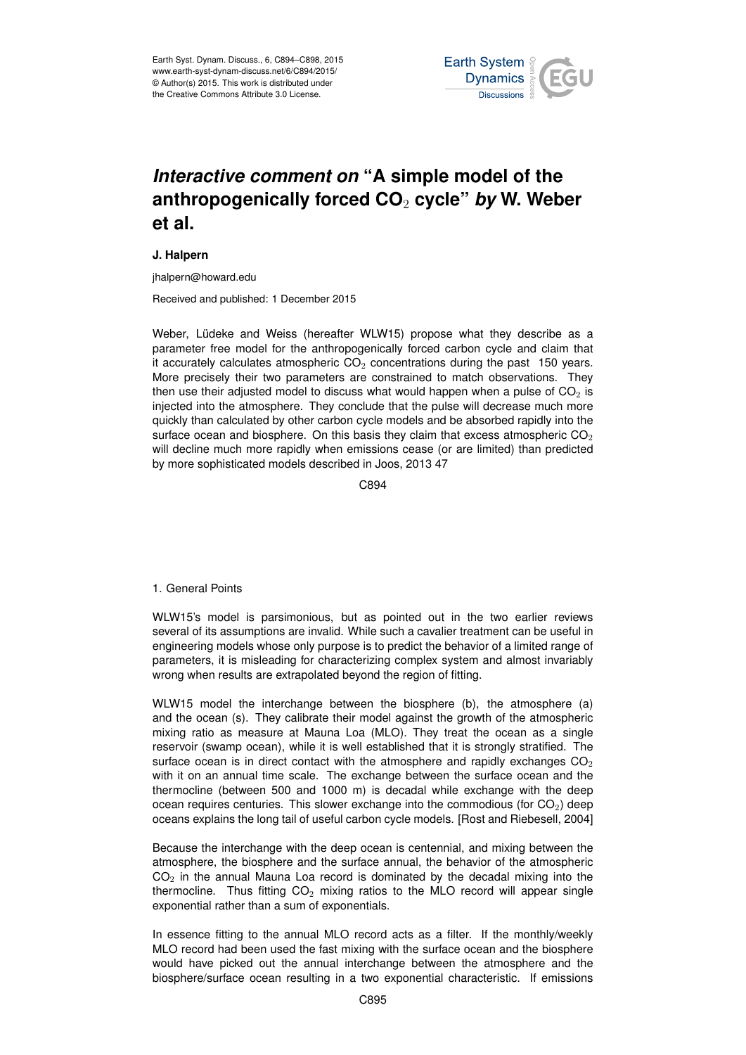# *Interactive comment on* "A simple model of the anthropogenically forced $CO_2$ cycle" *by* W. Weber et al.

**J. Halpern**

jhalpern@howard.edu

Received and published: 1 December 2015

Weber, Lüdeke and Weiss (hereafter WLW15) propose what they describe as a parameter free model for the anthropogenically forced carbon cycle and claim that it accurately calculates atmospheric $CO_2$ concentrations during the past 150 years. More precisely their two parameters are constrained to match observations. They then use their adjusted model to discuss what would happen when a pulse of $CO_2$ is injected into the atmosphere. They conclude that the pulse will decrease much more quickly than calculated by other carbon cycle models and be absorbed rapidly into the surface ocean and biosphere. On this basis they claim that excess atmospheric $CO_2$ will decline much more rapidly when emissions cease (or are limited) than predicted by more sophisticated models described in Joos, 2013 47

1. General Points

WLW15's model is parsimonious, but as pointed out in the two earlier reviews several of its assumptions are invalid. While such a cavalier treatment can be useful in engineering models whose only purpose is to predict the behavior of a limited range of parameters, it is misleading for characterizing complex system and almost invariably wrong when results are extrapolated beyond the region of fitting.

WLW15 model the interchange between the biosphere (b), the atmosphere (a) and the ocean (s). They calibrate their model against the growth of the atmospheric mixing ratio as measure at Mauna Loa (MLO). They treat the ocean as a single reservoir (swamp ocean), while it is well established that it is strongly stratified. The surface ocean is in direct contact with the atmosphere and rapidly exchanges $CO_2$ with it on an annual time scale. The exchange between the surface ocean and the thermocline (between 500 and 1000 m) is decadal while exchange with the deep ocean requires centuries. This slower exchange into the commodious (for $CO_2$) deep oceans explains the long tail of useful carbon cycle models. [Rost and Riebesell, 2004]

Because the interchange with the deep ocean is centennial, and mixing between the atmosphere, the biosphere and the surface annual, the behavior of the atmospheric $CO_2$ in the annual Mauna Loa record is dominated by the decadal mixing into the thermocline. Thus fitting $CO_2$ mixing ratios to the MLO record will appear single exponential rather than a sum of exponentials.

In essence fitting to the annual MLO record acts as a filter. If the monthly/weekly MLO record had been used the fast mixing with the surface ocean and the biosphere would have picked out the annual interchange between the atmosphere and the biosphere/surface ocean resulting in a two exponential characteristic. If emissions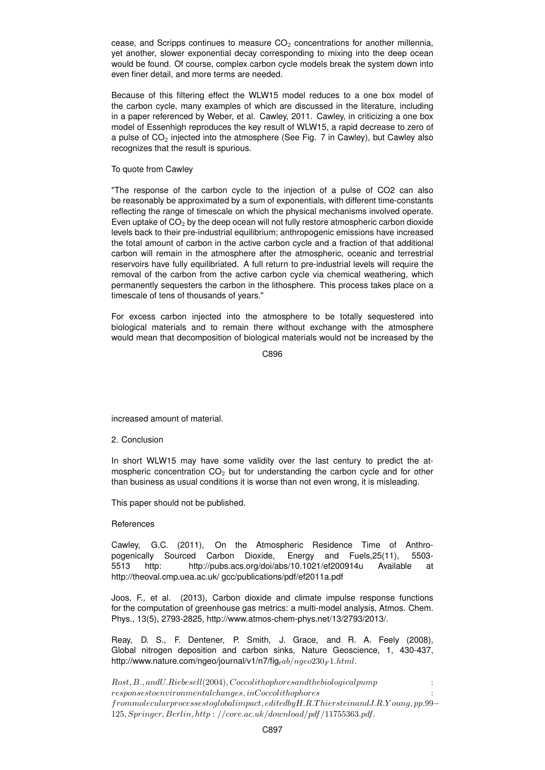cease, and Scripps continues to measure $CO_2$ concentrations for another millennia, yet another, slower exponential decay corresponding to mixing into the deep ocean would be found. Of course, complex carbon cycle models break the system down into even finer detail, and more terms are needed.

Because of this filtering effect the WLW15 model reduces to a one box model of the carbon cycle, many examples of which are discussed in the literature, including in a paper referenced by Weber, et al. Cawley, 2011. Cawley, in criticizing a one box model of Essenhigh reproduces the key result of WLW15, a rapid decrease to zero of a pulse of $CO_2$ injected into the atmosphere (See Fig. 7 in Cawley), but Cawley also recognizes that the result is spurious.

To quote from Cawley

"The response of the carbon cycle to the injection of a pulse of CO2 can also be reasonably be approximated by a sum of exponentials, with different time-constants reflecting the range of timescale on which the physical mechanisms involved operate. Even uptake of $CO_2$ by the deep ocean will not fully restore atmospheric carbon dioxide levels back to their pre-industrial equilibrium; anthropogenic emissions have increased the total amount of carbon in the active carbon cycle and a fraction of that additional carbon will remain in the atmosphere after the atmospheric, oceanic and terrestrial reservoirs have fully equilibriated. A full return to pre-industrial levels will require the removal of the carbon from the active carbon cycle via chemical weathering, which permanently sequesters the carbon in the lithosphere. This process takes place on a timescale of tens of thousands of years."

For excess carbon injected into the atmosphere to be totally sequestered into biological materials and to remain there without exchange with the atmosphere would mean that decomposition of biological materials would not be increased by the increased amount of material.

## 2. Conclusion

In short WLW15 may have some validity over the last century to predict the atmospheric concentration $CO_2$ but for understanding the carbon cycle and for other than business as usual conditions it is worse than not even wrong, it is misleading.

This paper should not be published.

## References

Cawley, G.C. (2011), On the Atmospheric Residence Time of Anthropogenically Sourced Carbon Dioxide, Energy and Fuels,25(11), 5503-5513 http: http://pubs.acs.org/doi/abs/10.1021/ef200914u Available at http://theoval.cmp.uea.ac.uk/ gcc/publications/pdf/ef2011a.pdf

Joos, F., et al. (2013), Carbon dioxide and climate impulse response functions for the computation of greenhouse gas metrics: a multi-model analysis, Atmos. Chem. Phys., 13(5), 2793-2825, http://www.atmos-chem-phys.net/13/2793/2013/.

Reay, D. S., F. Dentener, P. Smith, J. Grace, and R. A. Feely (2008), Global nitrogen deposition and carbon sinks, Nature Geoscience, 1, 430-437, http://www.nature.com/ngeo/journal/v1/n7/fig_tab/ngeo230_F1.html.

Rost, B., and U. Riebesell (2004), Coccolithophores and the biological pump: responses to environmental changes, in Coccolithophores: from molecular processes to global impact, edited by H. R. Thierstein and J. R. Young, pp. 99-125, Springer, Berlin, http://core.ac.uk/download/pdf/11755363.pdf.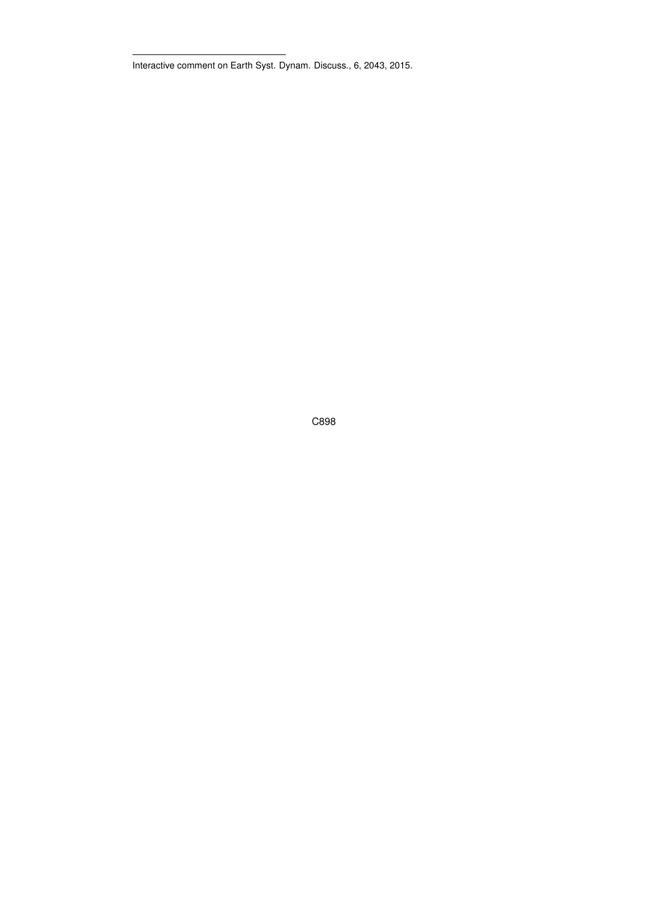Interactive comment on Earth Syst. Dynam. Discuss., 6, 2043, 2015.